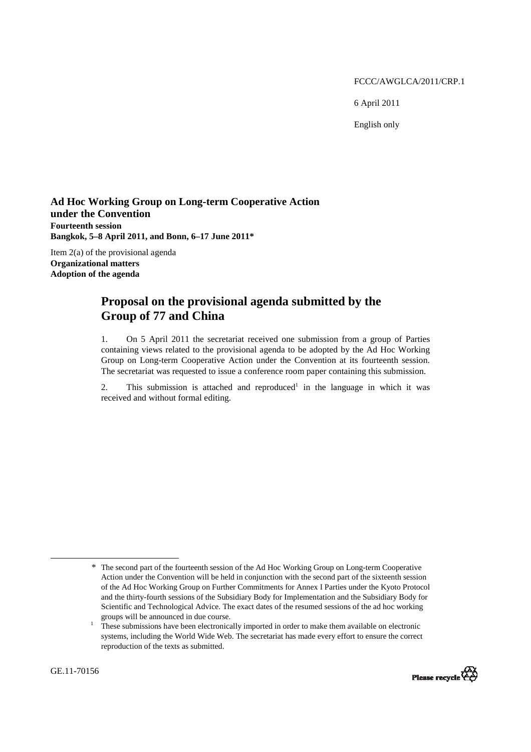FCCC/AWGLCA/2011/CRP.1

6 April 2011

English only

**Ad Hoc Working Group on Long-term Cooperative Action under the Convention**
**Fourteenth session**
**Bangkok, 5–8 April 2011, and Bonn, 6–17 June 2011***

Item 2(a) of the provisional agenda
**Organizational matters**
**Adoption of the agenda**

# Proposal on the provisional agenda submitted by the Group of 77 and China

1. On 5 April 2011 the secretariat received one submission from a group of Parties containing views related to the provisional agenda to be adopted by the Ad Hoc Working Group on Long-term Cooperative Action under the Convention at its fourteenth session. The secretariat was requested to issue a conference room paper containing this submission.

2. This submission is attached and reproduced[1] in the language in which it was received and without formal editing.

---

* The second part of the fourteenth session of the Ad Hoc Working Group on Long-term Cooperative Action under the Convention will be held in conjunction with the second part of the sixteenth session of the Ad Hoc Working Group on Further Commitments for Annex I Parties under the Kyoto Protocol and the thirty-fourth sessions of the Subsidiary Body for Implementation and the Subsidiary Body for Scientific and Technological Advice. The exact dates of the resumed sessions of the ad hoc working groups will be announced in due course.

[1] These submissions have been electronically imported in order to make them available on electronic systems, including the World Wide Web. The secretariat has made every effort to ensure the correct reproduction of the texts as submitted.

GE.11-70156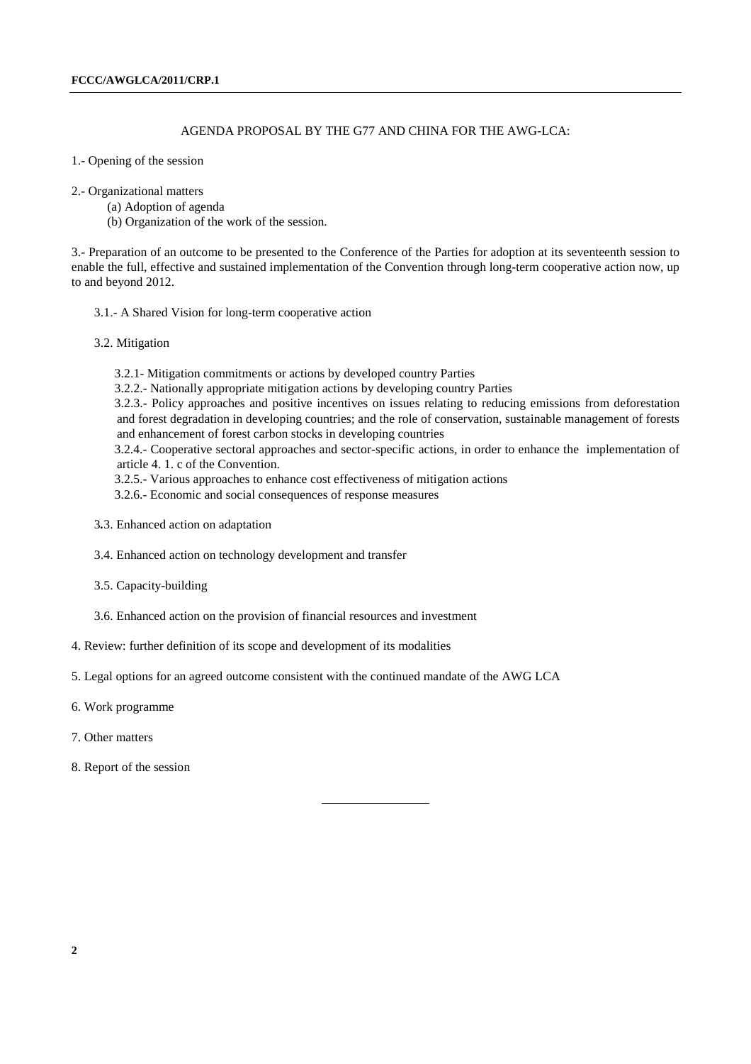AGENDA PROPOSAL BY THE G77 AND CHINA FOR THE AWG-LCA:

1.- Opening of the session

2.- Organizational matters

(a) Adoption of agenda

(b) Organization of the work of the session.

3.- Preparation of an outcome to be presented to the Conference of the Parties for adoption at its seventeenth session to enable the full, effective and sustained implementation of the Convention through long-term cooperative action now, up to and beyond 2012.

3.1.- A Shared Vision for long-term cooperative action

3.2. Mitigation

3.2.1- Mitigation commitments or actions by developed country Parties

3.2.2.- Nationally appropriate mitigation actions by developing country Parties

3.2.3.- Policy approaches and positive incentives on issues relating to reducing emissions from deforestation and forest degradation in developing countries; and the role of conservation, sustainable management of forests and enhancement of forest carbon stocks in developing countries

3.2.4.- Cooperative sectoral approaches and sector-specific actions, in order to enhance the implementation of article 4. 1. c of the Convention.

3.2.5.- Various approaches to enhance cost effectiveness of mitigation actions

3.2.6.- Economic and social consequences of response measures

3.3. Enhanced action on adaptation

3.4. Enhanced action on technology development and transfer

3.5. Capacity-building

3.6. Enhanced action on the provision of financial resources and investment

4. Review: further definition of its scope and development of its modalities

5. Legal options for an agreed outcome consistent with the continued mandate of the AWG LCA

6. Work programme

7. Other matters

8. Report of the session